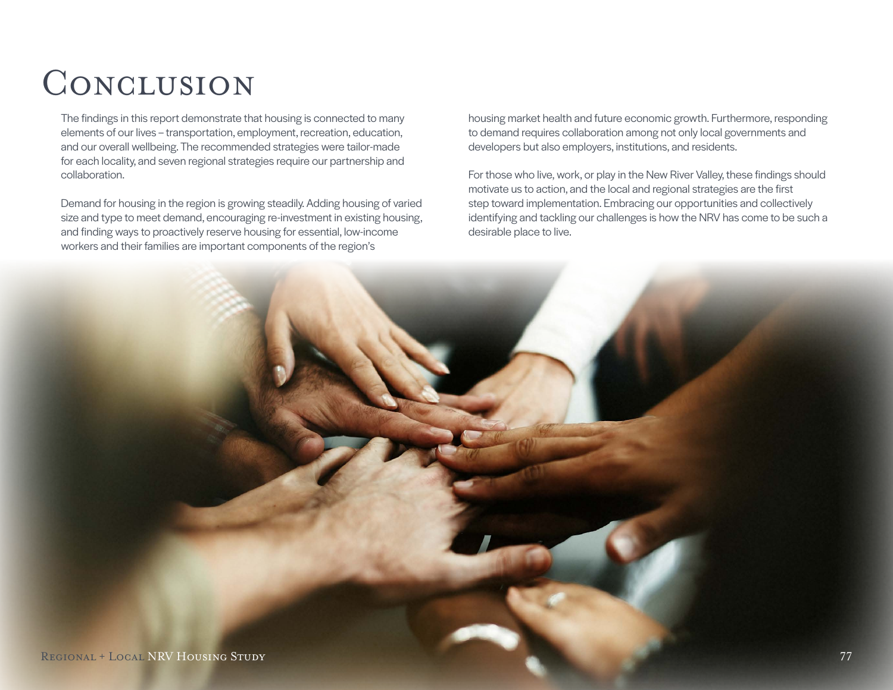# Conclusion

The findings in this report demonstrate that housing is connected to many elements of our lives – transportation, employment, recreation, education, and our overall wellbeing. The recommended strategies were tailor-made for each locality, and seven regional strategies require our partnership and collaboration.

Demand for housing in the region is growing steadily. Adding housing of varied size and type to meet demand, encouraging re-investment in existing housing, and finding ways to proactively reserve housing for essential, low-income workers and their families are important components of the region's housing market health and future economic growth. Furthermore, responding to demand requires collaboration among not only local governments and developers but also employers, institutions, and residents.

For those who live, work, or play in the New River Valley, these findings should motivate us to action, and the local and regional strategies are the first step toward implementation. Embracing our opportunities and collectively identifying and tackling our challenges is how the NRV has come to be such a desirable place to live.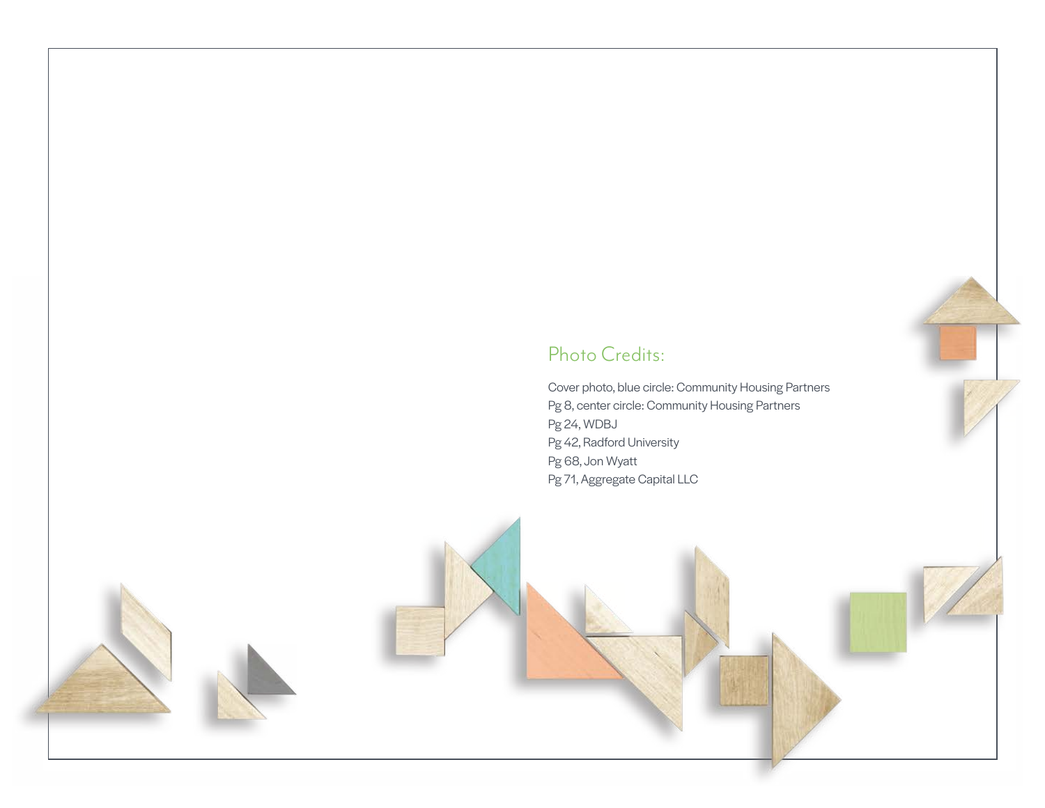## Photo Credits:

Cover photo, blue circle: Community Housing Partners
Pg 8, center circle: Community Housing Partners
Pg 24, WDBJ
Pg 42, Radford University
Pg 68, Jon Wyatt
Pg 71, Aggregate Capital LLC